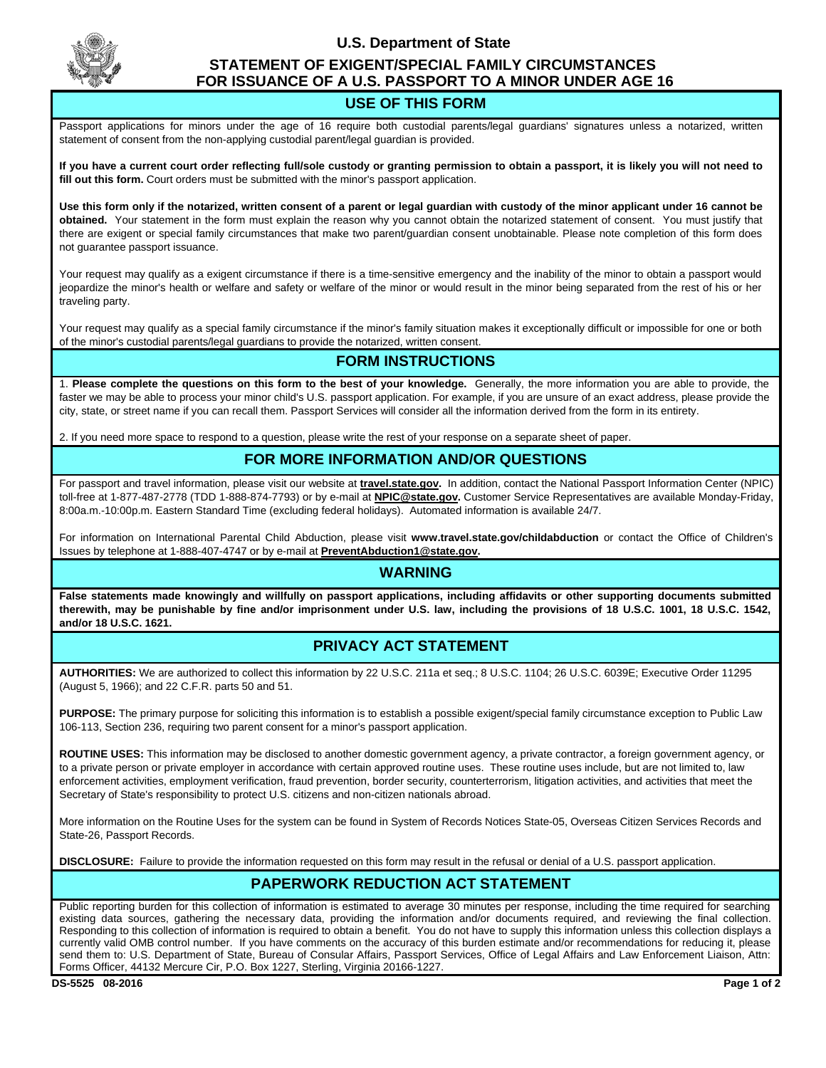# U.S. Department of State

## STATEMENT OF EXIGENT/SPECIAL FAMILY CIRCUMSTANCES FOR ISSUANCE OF A U.S. PASSPORT TO A MINOR UNDER AGE 16

## USE OF THIS FORM

Passport applications for minors under the age of 16 require both custodial parents/legal guardians' signatures unless a notarized, written statement of consent from the non-applying custodial parent/legal guardian is provided.

**If you have a current court order reflecting full/sole custody or granting permission to obtain a passport, it is likely you will not need to fill out this form.** Court orders must be submitted with the minor's passport application.

**Use this form only if the notarized, written consent of a parent or legal guardian with custody of the minor applicant under 16 cannot be obtained.** Your statement in the form must explain the reason why you cannot obtain the notarized statement of consent. You must justify that there are exigent or special family circumstances that make two parent/guardian consent unobtainable. Please note completion of this form does not guarantee passport issuance.

Your request may qualify as a exigent circumstance if there is a time-sensitive emergency and the inability of the minor to obtain a passport would jeopardize the minor's health or welfare and safety or welfare of the minor or would result in the minor being separated from the rest of his or her traveling party.

Your request may qualify as a special family circumstance if the minor's family situation makes it exceptionally difficult or impossible for one or both of the minor's custodial parents/legal guardians to provide the notarized, written consent.

## FORM INSTRUCTIONS

1. **Please complete the questions on this form to the best of your knowledge.** Generally, the more information you are able to provide, the faster we may be able to process your minor child's U.S. passport application. For example, if you are unsure of an exact address, please provide the city, state, or street name if you can recall them. Passport Services will consider all the information derived from the form in its entirety.

2. If you need more space to respond to a question, please write the rest of your response on a separate sheet of paper.

## FOR MORE INFORMATION AND/OR QUESTIONS

For passport and travel information, please visit our website at **travel.state.gov.** In addition, contact the National Passport Information Center (NPIC) toll-free at 1-877-487-2778 (TDD 1-888-874-7793) or by e-mail at **NPIC@state.gov.** Customer Service Representatives are available Monday-Friday, 8:00a.m.-10:00p.m. Eastern Standard Time (excluding federal holidays). Automated information is available 24/7.

For information on International Parental Child Abduction, please visit **www.travel.state.gov/childabduction** or contact the Office of Children's Issues by telephone at 1-888-407-4747 or by e-mail at **PreventAbduction1@state.gov.**

## WARNING

**False statements made knowingly and willfully on passport applications, including affidavits or other supporting documents submitted therewith, may be punishable by fine and/or imprisonment under U.S. law, including the provisions of 18 U.S.C. 1001, 18 U.S.C. 1542, and/or 18 U.S.C. 1621.**

## PRIVACY ACT STATEMENT

**AUTHORITIES:** We are authorized to collect this information by 22 U.S.C. 211a et seq.; 8 U.S.C. 1104; 26 U.S.C. 6039E; Executive Order 11295 (August 5, 1966); and 22 C.F.R. parts 50 and 51.

**PURPOSE:** The primary purpose for soliciting this information is to establish a possible exigent/special family circumstance exception to Public Law 106-113, Section 236, requiring two parent consent for a minor's passport application.

**ROUTINE USES:** This information may be disclosed to another domestic government agency, a private contractor, a foreign government agency, or to a private person or private employer in accordance with certain approved routine uses. These routine uses include, but are not limited to, law enforcement activities, employment verification, fraud prevention, border security, counterterrorism, litigation activities, and activities that meet the Secretary of State's responsibility to protect U.S. citizens and non-citizen nationals abroad.

More information on the Routine Uses for the system can be found in System of Records Notices State-05, Overseas Citizen Services Records and State-26, Passport Records.

**DISCLOSURE:** Failure to provide the information requested on this form may result in the refusal or denial of a U.S. passport application.

## PAPERWORK REDUCTION ACT STATEMENT

Public reporting burden for this collection of information is estimated to average 30 minutes per response, including the time required for searching existing data sources, gathering the necessary data, providing the information and/or documents required, and reviewing the final collection. Responding to this collection of information is required to obtain a benefit. You do not have to supply this information unless this collection displays a currently valid OMB control number. If you have comments on the accuracy of this burden estimate and/or recommendations for reducing it, please send them to: U.S. Department of State, Bureau of Consular Affairs, Passport Services, Office of Legal Affairs and Law Enforcement Liaison, Attn: Forms Officer, 44132 Mercure Cir, P.O. Box 1227, Sterling, Virginia 20166-1227.

**DS-5525 08-2016**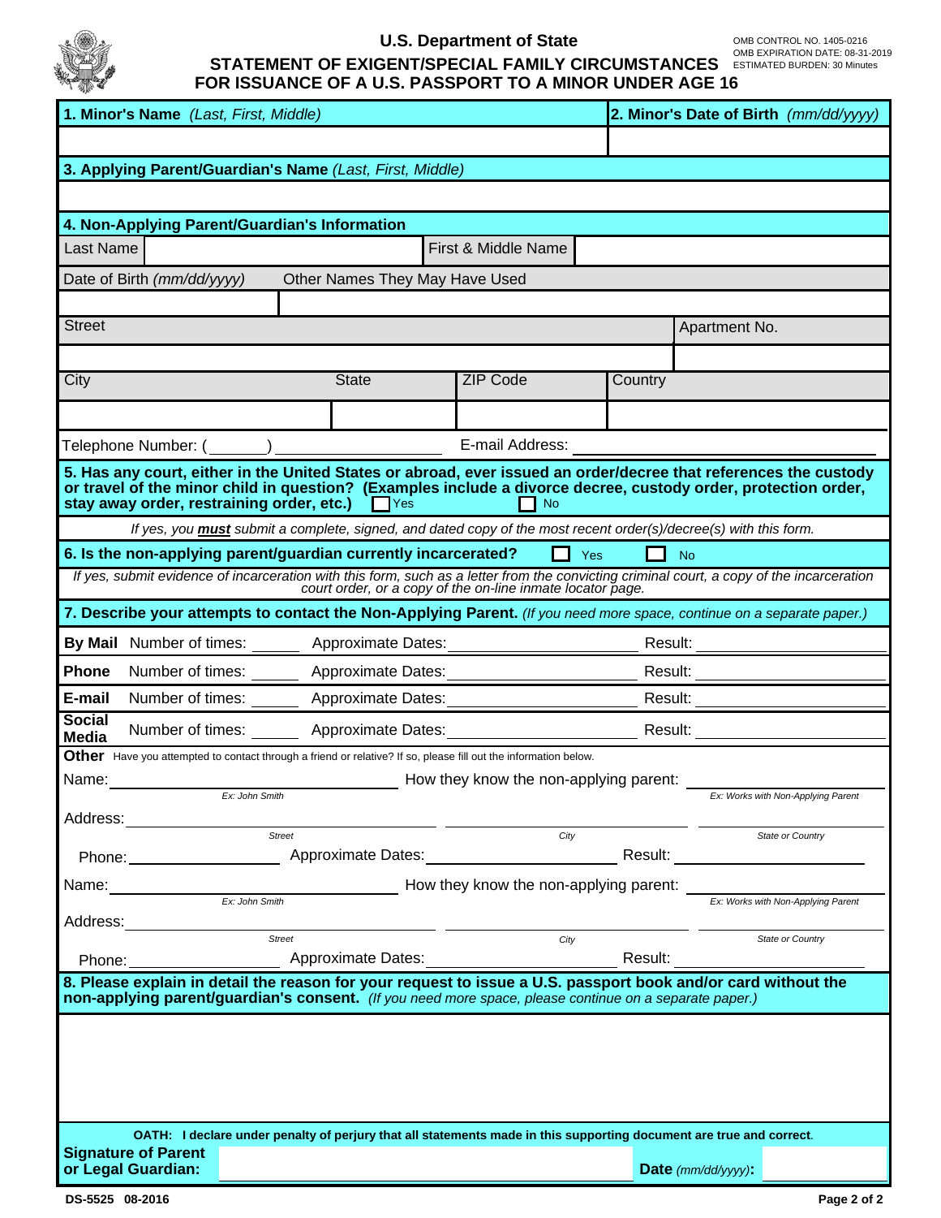**U.S. Department of State**

**STATEMENT OF EXIGENT/SPECIAL FAMILY CIRCUMSTANCES FOR ISSUANCE OF A U.S. PASSPORT TO A MINOR UNDER AGE 16**

OMB CONTROL NO. 1405-0216
OMB EXPIRATION DATE: 08-31-2019
ESTIMATED BURDEN: 30 Minutes

| **1. Minor's Name** *(Last, First, Middle)* | **2. Minor's Date of Birth** *(mm/dd/yyyy)* |
|---|---|
| | |

**3. Applying Parent/Guardian's Name** *(Last, First, Middle)*

**4. Non-Applying Parent/Guardian's Information**

| | | | |
|---|---|---|---|
| Last Name | | First & Middle Name | |

| Date of Birth *(mm/dd/yyyy)* | Other Names They May Have Used |
|---|---|
| | |

| Street | Apartment No. |
|---|---|
| | |

| City | State | ZIP Code | Country |
|---|---|---|---|
| | | | |

Telephone Number: (\_\_\_\_\_\_) \_\_\_\_\_\_\_\_\_\_\_\_\_\_\_\_\_\_ E-mail Address: \_\_\_\_\_\_\_\_\_\_\_\_\_\_\_\_\_\_\_\_\_\_\_\_

**5. Has any court, either in the United States or abroad, ever issued an order/decree that references the custody or travel of the minor child in question? (Examples include a divorce decree, custody order, protection order, stay away order, restraining order, etc.)** ☐ Yes ☐ No

*If yes, you **must** submit a complete, signed, and dated copy of the most recent order(s)/decree(s) with this form.*

**6. Is the non-applying parent/guardian currently incarcerated?** ☐ Yes ☐ No

*If yes, submit evidence of incarceration with this form, such as a letter from the convicting criminal court, a copy of the incarceration court order, or a copy of the on-line inmate locator page.*

**7. Describe your attempts to contact the Non-Applying Parent.** *(If you need more space, continue on a separate paper.)*

| | | | |
|---|---|---|---|
| **By Mail** | Number of times: \_\_\_\_\_\_ | Approximate Dates: \_\_\_\_\_\_\_\_\_\_\_\_ | Result: \_\_\_\_\_\_\_\_\_\_\_\_ |
| **Phone** | Number of times: \_\_\_\_\_\_ | Approximate Dates: \_\_\_\_\_\_\_\_\_\_\_\_ | Result: \_\_\_\_\_\_\_\_\_\_\_\_ |
| **E-mail** | Number of times: \_\_\_\_\_\_ | Approximate Dates: \_\_\_\_\_\_\_\_\_\_\_\_ | Result: \_\_\_\_\_\_\_\_\_\_\_\_ |
| **Social Media** | Number of times: \_\_\_\_\_\_ | Approximate Dates: \_\_\_\_\_\_\_\_\_\_\_\_ | Result: \_\_\_\_\_\_\_\_\_\_\_\_ |

**Other** Have you attempted to contact through a friend or relative? If so, please fill out the information below.

Name: \_\_\_\_\_\_\_\_\_\_\_\_\_\_\_\_\_\_\_\_ *(Ex: John Smith)* How they know the non-applying parent: \_\_\_\_\_\_\_\_\_\_\_\_ *(Ex: Works with Non-Applying Parent)*

Address: \_\_\_\_\_\_\_\_\_\_\_\_ *(Street)* \_\_\_\_\_\_\_\_\_\_\_\_ *(City)* \_\_\_\_\_\_\_\_\_\_\_\_ *(State or Country)*

Phone: \_\_\_\_\_\_\_\_\_\_\_\_ Approximate Dates: \_\_\_\_\_\_\_\_\_\_\_\_ Result: \_\_\_\_\_\_\_\_\_\_\_\_

Name: \_\_\_\_\_\_\_\_\_\_\_\_\_\_\_\_\_\_\_\_ *(Ex: John Smith)* How they know the non-applying parent: \_\_\_\_\_\_\_\_\_\_\_\_ *(Ex: Works with Non-Applying Parent)*

Address: \_\_\_\_\_\_\_\_\_\_\_\_ *(Street)* \_\_\_\_\_\_\_\_\_\_\_\_ *(City)* \_\_\_\_\_\_\_\_\_\_\_\_ *(State or Country)*

Phone: \_\_\_\_\_\_\_\_\_\_\_\_ Approximate Dates: \_\_\_\_\_\_\_\_\_\_\_\_ Result: \_\_\_\_\_\_\_\_\_\_\_\_

**8. Please explain in detail the reason for your request to issue a U.S. passport book and/or card without the non-applying parent/guardian's consent.** *(If you need more space, please continue on a separate paper.)*

**OATH: I declare under penalty of perjury that all statements made in this supporting document are true and correct.**

**Signature of Parent or Legal Guardian:** \_\_\_\_\_\_\_\_\_\_\_\_\_\_\_\_\_\_\_\_ **Date** *(mm/dd/yyyy)*: \_\_\_\_\_\_\_\_\_\_

DS-5525 08-2016